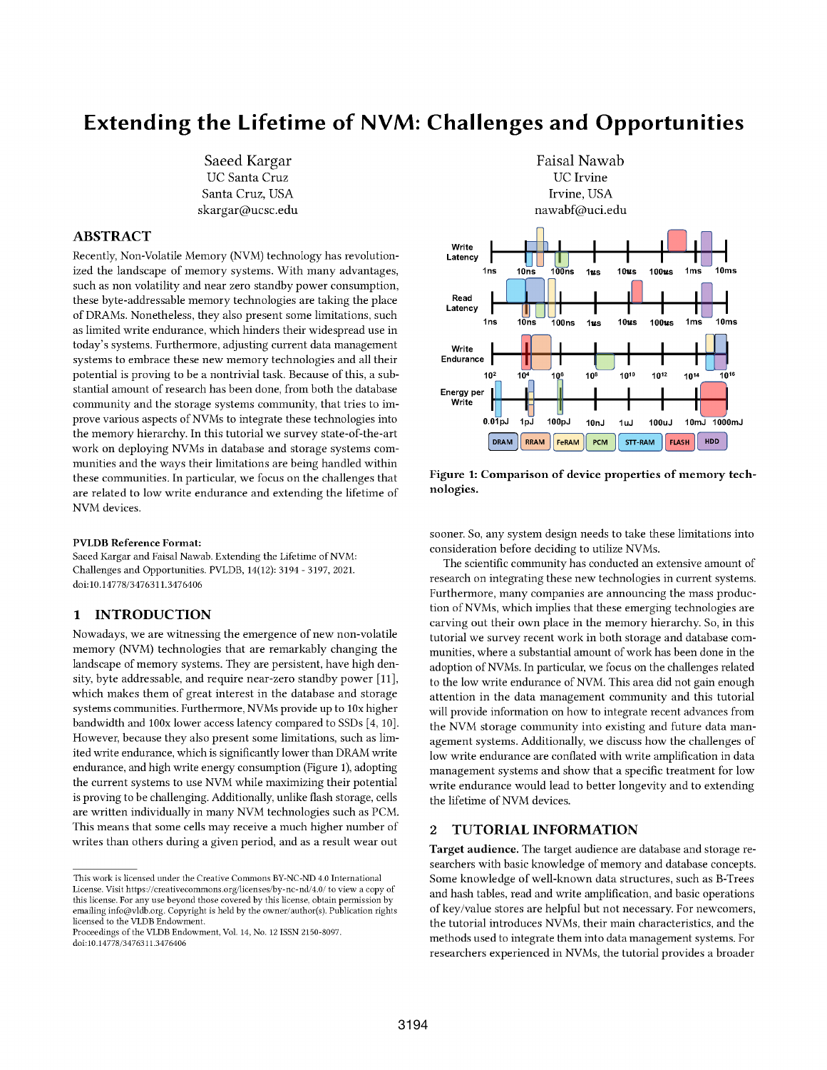# Extending the Lifetime of NVM: Challenges and Opportunities

Saeed Kargar
UC Santa Cruz
Santa Cruz, USA
skargar@ucsc.edu

Faisal Nawab
UC Irvine
Irvine, USA
nawabf@uci.edu

## ABSTRACT

Recently, Non-Volatile Memory (NVM) technology has revolutionized the landscape of memory systems. With many advantages, such as non volatility and near zero standby power consumption, these byte-addressable memory technologies are taking the place of DRAMs. Nonetheless, they also present some limitations, such as limited write endurance, which hinders their widespread use in today's systems. Furthermore, adjusting current data management systems to embrace these new memory technologies and all their potential is proving to be a nontrivial task. Because of this, a substantial amount of research has been done, from both the database community and the storage systems community, that tries to improve various aspects of NVMs to integrate these technologies into the memory hierarchy. In this tutorial we survey state-of-the-art work on deploying NVMs in database and storage systems communities and the ways their limitations are being handled within these communities. In particular, we focus on the challenges that are related to low write endurance and extending the lifetime of NVM devices.

**PVLDB Reference Format:**
Saeed Kargar and Faisal Nawab. Extending the Lifetime of NVM: Challenges and Opportunities. PVLDB, 14(12): 3194 - 3197, 2021.
doi:10.14778/3476311.3476406

## 1 INTRODUCTION

Nowadays, we are witnessing the emergence of new non-volatile memory (NVM) technologies that are remarkably changing the landscape of memory systems. They are persistent, have high density, byte addressable, and require near-zero standby power [11], which makes them of great interest in the database and storage systems communities. Furthermore, NVMs provide up to 10x higher bandwidth and 100x lower access latency compared to SSDs [4, 10]. However, because they also present some limitations, such as limited write endurance, which is significantly lower than DRAM write endurance, and high write energy consumption (Figure 1), adopting the current systems to use NVM while maximizing their potential is proving to be challenging. Additionally, unlike flash storage, cells are written individually in many NVM technologies such as PCM. This means that some cells may receive a much higher number of writes than others during a given period, and as a result wear out sooner. So, any system design needs to take these limitations into consideration before deciding to utilize NVMs.

**Figure 1: Comparison of device properties of memory technologies.**

The scientific community has conducted an extensive amount of research on integrating these new technologies in current systems. Furthermore, many companies are announcing the mass production of NVMs, which implies that these emerging technologies are carving out their own place in the memory hierarchy. So, in this tutorial we survey recent work in both storage and database communities, where a substantial amount of work has been done in the adoption of NVMs. In particular, we focus on the challenges related to the low write endurance of NVM. This area did not gain enough attention in the data management community and this tutorial will provide information on how to integrate recent advances from the NVM storage community into existing and future data management systems. Additionally, we discuss how the challenges of low write endurance are conflated with write amplification in data management systems and show that a specific treatment for low write endurance would lead to better longevity and to extending the lifetime of NVM devices.

## 2 TUTORIAL INFORMATION

**Target audience.** The target audience are database and storage researchers with basic knowledge of memory and database concepts. Some knowledge of well-known data structures, such as B-Trees and hash tables, read and write amplification, and basic operations of key/value stores are helpful but not necessary. For newcomers, the tutorial introduces NVMs, their main characteristics, and the methods used to integrate them into data management systems. For researchers experienced in NVMs, the tutorial provides a broader

This work is licensed under the Creative Commons BY-NC-ND 4.0 International License. Visit https://creativecommons.org/licenses/by-nc-nd/4.0/ to view a copy of this license. For any use beyond those covered by this license, obtain permission by emailing info@vldb.org. Copyright is held by the owner/author(s). Publication rights licensed to the VLDB Endowment.
Proceedings of the VLDB Endowment, Vol. 14, No. 12 ISSN 2150-8097.
doi:10.14778/3476311.3476406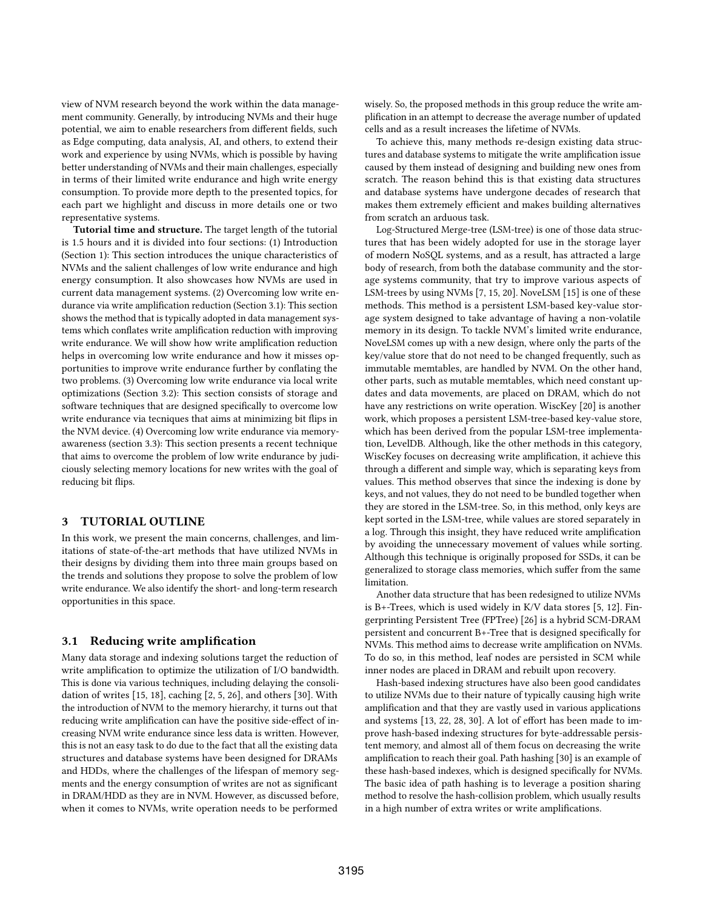view of NVM research beyond the work within the data management community. Generally, by introducing NVMs and their huge potential, we aim to enable researchers from different fields, such as Edge computing, data analysis, AI, and others, to extend their work and experience by using NVMs, which is possible by having better understanding of NVMs and their main challenges, especially in terms of their limited write endurance and high write energy consumption. To provide more depth to the presented topics, for each part we highlight and discuss in more details one or two representative systems.

**Tutorial time and structure.** The target length of the tutorial is 1.5 hours and it is divided into four sections: (1) Introduction (Section 1): This section introduces the unique characteristics of NVMs and the salient challenges of low write endurance and high energy consumption. It also showcases how NVMs are used in current data management systems. (2) Overcoming low write endurance via write amplification reduction (Section 3.1): This section shows the method that is typically adopted in data management systems which conflates write amplification reduction with improving write endurance. We will show how write amplification reduction helps in overcoming low write endurance and how it misses opportunities to improve write endurance further by conflating the two problems. (3) Overcoming low write endurance via local write optimizations (Section 3.2): This section consists of storage and software techniques that are designed specifically to overcome low write endurance via tecniques that aims at minimizing bit flips in the NVM device. (4) Overcoming low write endurance via memory-awareness (section 3.3): This section presents a recent technique that aims to overcome the problem of low write endurance by judiciously selecting memory locations for new writes with the goal of reducing bit flips.

## 3 TUTORIAL OUTLINE

In this work, we present the main concerns, challenges, and limitations of state-of-the-art methods that have utilized NVMs in their designs by dividing them into three main groups based on the trends and solutions they propose to solve the problem of low write endurance. We also identify the short- and long-term research opportunities in this space.

### 3.1 Reducing write amplification

Many data storage and indexing solutions target the reduction of write amplification to optimize the utilization of I/O bandwidth. This is done via various techniques, including delaying the consolidation of writes [15, 18], caching [2, 5, 26], and others [30]. With the introduction of NVM to the memory hierarchy, it turns out that reducing write amplification can have the positive side-effect of increasing NVM write endurance since less data is written. However, this is not an easy task to do due to the fact that all the existing data structures and database systems have been designed for DRAMs and HDDs, where the challenges of the lifespan of memory segments and the energy consumption of writes are not as significant in DRAM/HDD as they are in NVM. However, as discussed before, when it comes to NVMs, write operation needs to be performed wisely. So, the proposed methods in this group reduce the write amplification in an attempt to decrease the average number of updated cells and as a result increases the lifetime of NVMs.

To achieve this, many methods re-design existing data structures and database systems to mitigate the write amplification issue caused by them instead of designing and building new ones from scratch. The reason behind this is that existing data structures and database systems have undergone decades of research that makes them extremely efficient and makes building alternatives from scratch an arduous task.

Log-Structured Merge-tree (LSM-tree) is one of those data structures that has been widely adopted for use in the storage layer of modern NoSQL systems, and as a result, has attracted a large body of research, from both the database community and the storage systems community, that try to improve various aspects of LSM-trees by using NVMs [7, 15, 20]. NoveLSM [15] is one of these methods. This method is a persistent LSM-based key-value storage system designed to take advantage of having a non-volatile memory in its design. To tackle NVM's limited write endurance, NoveLSM comes up with a new design, where only the parts of the key/value store that do not need to be changed frequently, such as immutable memtables, are handled by NVM. On the other hand, other parts, such as mutable memtables, which need constant updates and data movements, are placed on DRAM, which do not have any restrictions on write operation. WiscKey [20] is another work, which proposes a persistent LSM-tree-based key-value store, which has been derived from the popular LSM-tree implementation, LevelDB. Although, like the other methods in this category, WiscKey focuses on decreasing write amplification, it achieve this through a different and simple way, which is separating keys from values. This method observes that since the indexing is done by keys, and not values, they do not need to be bundled together when they are stored in the LSM-tree. So, in this method, only keys are kept sorted in the LSM-tree, while values are stored separately in a log. Through this insight, they have reduced write amplification by avoiding the unnecessary movement of values while sorting. Although this technique is originally proposed for SSDs, it can be generalized to storage class memories, which suffer from the same limitation.

Another data structure that has been redesigned to utilize NVMs is B+-Trees, which is used widely in K/V data stores [5, 12]. Fingerprinting Persistent Tree (FPTree) [26] is a hybrid SCM-DRAM persistent and concurrent B+-Tree that is designed specifically for NVMs. This method aims to decrease write amplification on NVMs. To do so, in this method, leaf nodes are persisted in SCM while inner nodes are placed in DRAM and rebuilt upon recovery.

Hash-based indexing structures have also been good candidates to utilize NVMs due to their nature of typically causing high write amplification and that they are vastly used in various applications and systems [13, 22, 28, 30]. A lot of effort has been made to improve hash-based indexing structures for byte-addressable persistent memory, and almost all of them focus on decreasing the write amplification to reach their goal. Path hashing [30] is an example of these hash-based indexes, which is designed specifically for NVMs. The basic idea of path hashing is to leverage a position sharing method to resolve the hash-collision problem, which usually results in a high number of extra writes or write amplifications.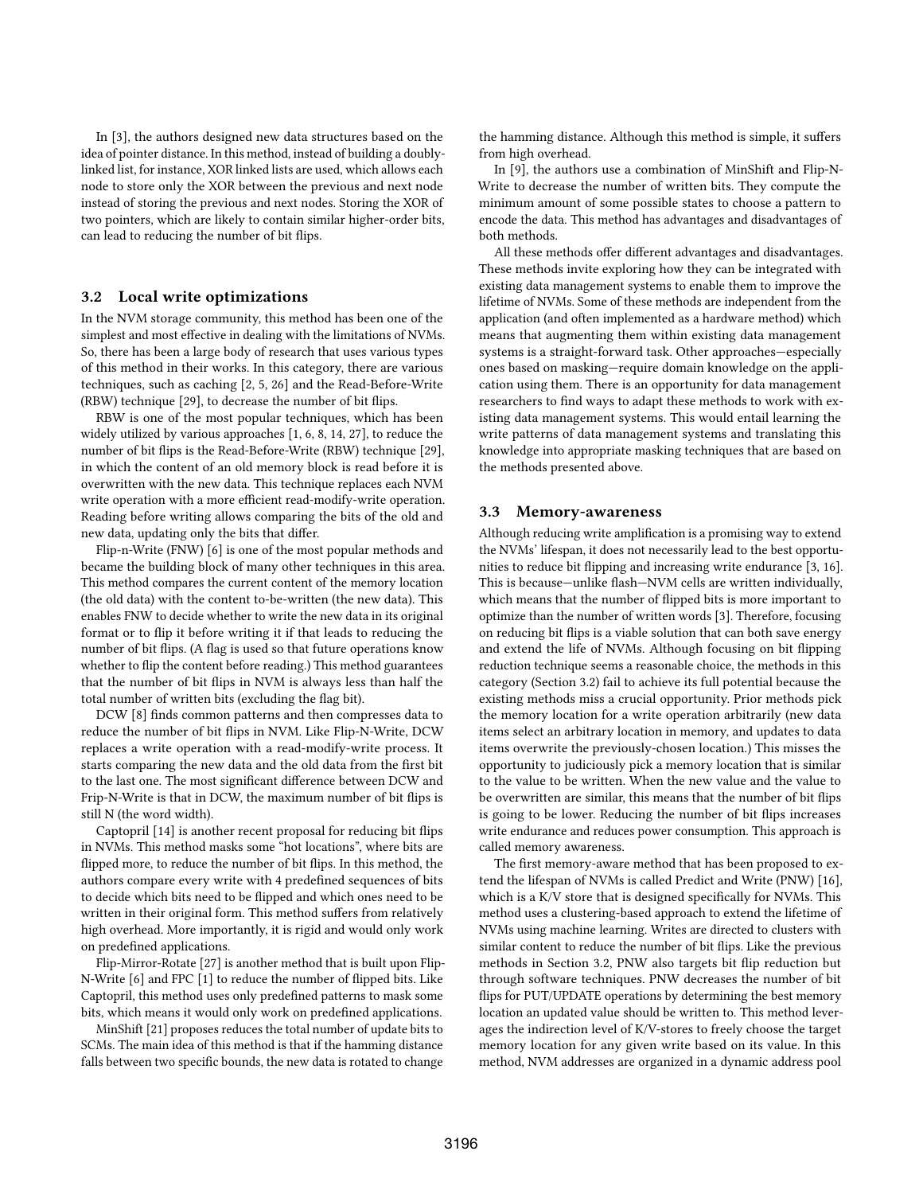In [3], the authors designed new data structures based on the idea of pointer distance. In this method, instead of building a doubly-linked list, for instance, XOR linked lists are used, which allows each node to store only the XOR between the previous and next node instead of storing the previous and next nodes. Storing the XOR of two pointers, which are likely to contain similar higher-order bits, can lead to reducing the number of bit flips.

### 3.2 Local write optimizations

In the NVM storage community, this method has been one of the simplest and most effective in dealing with the limitations of NVMs. So, there has been a large body of research that uses various types of this method in their works. In this category, there are various techniques, such as caching [2, 5, 26] and the Read-Before-Write (RBW) technique [29], to decrease the number of bit flips.

RBW is one of the most popular techniques, which has been widely utilized by various approaches [1, 6, 8, 14, 27], to reduce the number of bit flips is the Read-Before-Write (RBW) technique [29], in which the content of an old memory block is read before it is overwritten with the new data. This technique replaces each NVM write operation with a more efficient read-modify-write operation. Reading before writing allows comparing the bits of the old and new data, updating only the bits that differ.

Flip-n-Write (FNW) [6] is one of the most popular methods and became the building block of many other techniques in this area. This method compares the current content of the memory location (the old data) with the content-to-be-written (the new data). This enables FNW to decide whether to write the new data in its original format or to flip it before writing it if that leads to reducing the number of bit flips. (A flag is used so that future operations know whether to flip the content before reading.) This method guarantees that the number of bit flips in NVM is always less than half the total number of written bits (excluding the flag bit).

DCW [8] finds common patterns and then compresses data to reduce the number of bit flips in NVM. Like Flip-N-Write, DCW replaces a write operation with a read-modify-write process. It starts comparing the new data and the old data from the first bit to the last one. The most significant difference between DCW and Frip-N-Write is that in DCW, the maximum number of bit flips is still N (the word width).

Captopril [14] is another recent proposal for reducing bit flips in NVMs. This method masks some "hot locations", where bits are flipped more, to reduce the number of bit flips. In this method, the authors compare every write with 4 predefined sequences of bits to decide which bits need to be flipped and which ones need to be written in their original form. This method suffers from relatively high overhead. More importantly, it is rigid and would only work on predefined applications.

Flip-Mirror-Rotate [27] is another method that is built upon Flip-N-Write [6] and FPC [1] to reduce the number of flipped bits. Like Captopril, this method uses only predefined patterns to mask some bits, which means it would only work on predefined applications.

MinShift [21] proposes reduces the total number of update bits to SCMs. The main idea of this method is that if the hamming distance falls between two specific bounds, the new data is rotated to change the hamming distance. Although this method is simple, it suffers from high overhead.

In [9], the authors use a combination of MinShift and Flip-N-Write to decrease the number of written bits. They compute the minimum amount of some possible states to choose a pattern to encode the data. This method has advantages and disadvantages of both methods.

All these methods offer different advantages and disadvantages. These methods invite exploring how they can be integrated with existing data management systems to enable them to improve the lifetime of NVMs. Some of these methods are independent from the application (and often implemented as a hardware method) which means that augmenting them within existing data management systems is a straight-forward task. Other approaches—especially ones based on masking—require domain knowledge on the application using them. There is an opportunity for data management researchers to find ways to adapt these methods to work with existing data management systems. This would entail learning the write patterns of data management systems and translating this knowledge into appropriate masking techniques that are based on the methods presented above.

### 3.3 Memory-awareness

Although reducing write amplification is a promising way to extend the NVMs' lifespan, it does not necessarily lead to the best opportunities to reduce bit flipping and increasing write endurance [3, 16]. This is because—unlike flash—NVM cells are written individually, which means that the number of flipped bits is more important to optimize than the number of written words [3]. Therefore, focusing on reducing bit flips is a viable solution that can both save energy and extend the life of NVMs. Although focusing on bit flipping reduction technique seems a reasonable choice, the methods in this category (Section 3.2) fail to achieve its full potential because the existing methods miss a crucial opportunity. Prior methods pick the memory location for a write operation arbitrarily (new data items select an arbitrary location in memory, and updates to data items overwrite the previously-chosen location.) This misses the opportunity to judiciously pick a memory location that is similar to the value to be written. When the new value and the value to be overwritten are similar, this means that the number of bit flips is going to be lower. Reducing the number of bit flips increases write endurance and reduces power consumption. This approach is called memory awareness.

The first memory-aware method that has been proposed to extend the lifespan of NVMs is called Predict and Write (PNW) [16], which is a K/V store that is designed specifically for NVMs. This method uses a clustering-based approach to extend the lifetime of NVMs using machine learning. Writes are directed to clusters with similar content to reduce the number of bit flips. Like the previous methods in Section 3.2, PNW also targets bit flip reduction but through software techniques. PNW decreases the number of bit flips for PUT/UPDATE operations by determining the best memory location an updated value should be written to. This method leverages the indirection level of K/V-stores to freely choose the target memory location for any given write based on its value. In this method, NVM addresses are organized in a dynamic address pool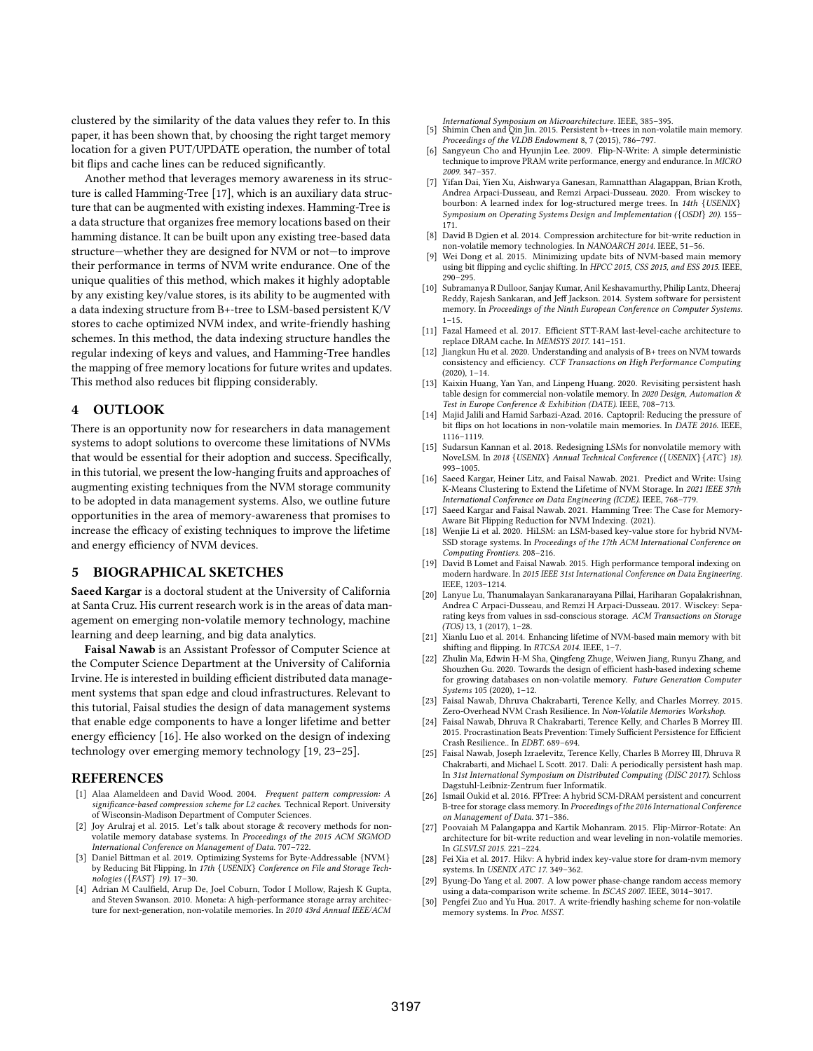clustered by the similarity of the data values they refer to. In this paper, it has been shown that, by choosing the right target memory location for a given PUT/UPDATE operation, the number of total bit flips and cache lines can be reduced significantly.

Another method that leverages memory awareness in its structure is called Hamming-Tree [17], which is an auxiliary data structure that can be augmented with existing indexes. Hamming-Tree is a data structure that organizes free memory locations based on their hamming distance. It can be built upon any existing tree-based data structure—whether they are designed for NVM or not—to improve their performance in terms of NVM write endurance. One of the unique qualities of this method, which makes it highly adoptable by any existing key/value stores, is its ability to be augmented with a data indexing structure from B+-tree to LSM-based persistent K/V stores to cache optimized NVM index, and write-friendly hashing schemes. In this method, the data indexing structure handles the regular indexing of keys and values, and Hamming-Tree handles the mapping of free memory locations for future writes and updates. This method also reduces bit flipping considerably.

## 4 OUTLOOK

There is an opportunity now for researchers in data management systems to adopt solutions to overcome these limitations of NVMs that would be essential for their adoption and success. Specifically, in this tutorial, we present the low-hanging fruits and approaches of augmenting existing techniques from the NVM storage community to be adopted in data management systems. Also, we outline future opportunities in the area of memory-awareness that promises to increase the efficacy of existing techniques to improve the lifetime and energy efficiency of NVM devices.

## 5 BIOGRAPHICAL SKETCHES

**Saeed Kargar** is a doctoral student at the University of California at Santa Cruz. His current research work is in the areas of data management on emerging non-volatile memory technology, machine learning and deep learning, and big data analytics.

**Faisal Nawab** is an Assistant Professor of Computer Science at the Computer Science Department at the University of California Irvine. He is interested in building efficient distributed data management systems that span edge and cloud infrastructures. Relevant to this tutorial, Faisal studies the design of data management systems that enable edge components to have a longer lifetime and better energy efficiency [16]. He also worked on the design of indexing technology over emerging memory technology [19, 23–25].

## REFERENCES

[1] Alaa Alameldeen and David Wood. 2004. *Frequent pattern compression: A significance-based compression scheme for L2 caches.* Technical Report. University of Wisconsin-Madison Department of Computer Sciences.

[2] Joy Arulraj et al. 2015. Let's talk about storage & recovery methods for non-volatile memory database systems. In *Proceedings of the 2015 ACM SIGMOD International Conference on Management of Data.* 707–722.

[3] Daniel Bittman et al. 2019. Optimizing Systems for Byte-Addressable {NVM} by Reducing Bit Flipping. In *17th {USENIX} Conference on File and Storage Technologies ({FAST} 19).* 17–30.

[4] Adrian M Caulfield, Arup De, Joel Coburn, Todor I Mollow, Rajesh K Gupta, and Steven Swanson. 2010. Moneta: A high-performance storage array architecture for next-generation, non-volatile memories. In *2010 43rd Annual IEEE/ACM International Symposium on Microarchitecture.* IEEE, 385–395.

[5] Shimin Chen and Qin Jin. 2015. Persistent b+-trees in non-volatile main memory. *Proceedings of the VLDB Endowment* 8, 7 (2015), 786–797.

[6] Sangyeun Cho and Hyunjin Lee. 2009. Flip-N-Write: A simple deterministic technique to improve PRAM write performance, energy and endurance. In *MICRO 2009.* 347–357.

[7] Yifan Dai, Yien Xu, Aishwarya Ganesan, Ramnatthan Alagappan, Brian Kroth, Andrea Arpaci-Dusseau, and Remzi Arpaci-Dusseau. 2020. From wisckey to bourbon: A learned index for log-structured merge trees. In *14th {USENIX} Symposium on Operating Systems Design and Implementation ({OSDI} 20).* 155–171.

[8] David B Dgien et al. 2014. Compression architecture for bit-write reduction in non-volatile memory technologies. In *NANOARCH 2014.* IEEE, 51–56.

[9] Wei Dong et al. 2015. Minimizing update bits of NVM-based main memory using bit flipping and cyclic shifting. In *HPCC 2015, CSS 2015, and ESS 2015.* IEEE, 290–295.

[10] Subramanya R Dulloor, Sanjay Kumar, Anil Keshavamurthy, Philip Lantz, Dheeraj Reddy, Rajesh Sankaran, and Jeff Jackson. 2014. System software for persistent memory. In *Proceedings of the Ninth European Conference on Computer Systems.* 1–15.

[11] Fazal Hameed et al. 2017. Efficient STT-RAM last-level-cache architecture to replace DRAM cache. In *MEMSYS 2017.* 141–151.

[12] Jiangkun Hu et al. 2020. Understanding and analysis of B+ trees on NVM towards consistency and efficiency. *CCF Transactions on High Performance Computing* (2020), 1–14.

[13] Kaixin Huang, Yan Yan, and Linpeng Huang. 2020. Revisiting persistent hash table design for commercial non-volatile memory. In *2020 Design, Automation & Test in Europe Conference & Exhibition (DATE).* IEEE, 708–713.

[14] Majid Jalili and Hamid Sarbazi-Azad. 2016. Captopril: Reducing the pressure of bit flips on hot locations in non-volatile main memories. In *DATE 2016.* IEEE, 1116–1119.

[15] Sudarsun Kannan et al. 2018. Redesigning LSMs for nonvolatile memory with NoveLSM. In *2018 {USENIX} Annual Technical Conference ({USENIX}{ATC} 18).* 993–1005.

[16] Saeed Kargar, Heiner Litz, and Faisal Nawab. 2021. Predict and Write: Using K-Means Clustering to Extend the Lifetime of NVM Storage. In *2021 IEEE 37th International Conference on Data Engineering (ICDE).* IEEE, 768–779.

[17] Saeed Kargar and Faisal Nawab. 2021. Hamming Tree: The Case for Memory-Aware Bit Flipping Reduction for NVM Indexing. (2021).

[18] Wenjie Li et al. 2020. HiLSM: an LSM-based key-value store for hybrid NVM-SSD storage systems. In *Proceedings of the 17th ACM International Conference on Computing Frontiers.* 208–216.

[19] David B Lomet and Faisal Nawab. 2015. High performance temporal indexing on modern hardware. In *2015 IEEE 31st International Conference on Data Engineering.* IEEE, 1203–1214.

[20] Lanyue Lu, Thanumalayan Sankaranarayana Pillai, Hariharan Gopalakrishnan, Andrea C Arpaci-Dusseau, and Remzi H Arpaci-Dusseau. 2017. Wisckey: Separating keys from values in ssd-conscious storage. *ACM Transactions on Storage (TOS)* 13, 1 (2017), 1–28.

[21] Xianlu Luo et al. 2014. Enhancing lifetime of NVM-based main memory with bit shifting and flipping. In *RTCSA 2014.* IEEE, 1–7.

[22] Zhulin Ma, Edwin H-M Sha, Qingfeng Zhuge, Weiwen Jiang, Runyu Zhang, and Shouzhen Gu. 2020. Towards the design of efficient hash-based indexing scheme for growing databases on non-volatile memory. *Future Generation Computer Systems* 105 (2020), 1–12.

[23] Faisal Nawab, Dhruva Chakrabarti, Terence Kelly, and Charles Morrey. 2015. Zero-Overhead NVM Crash Resilience. In *Non-Volatile Memories Workshop.*

[24] Faisal Nawab, Dhruva R Chakrabarti, Terence Kelly, and Charles B Morrey III. 2015. Procrastination Beats Prevention: Timely Sufficient Persistence for Efficient Crash Resilience.. In *EDBT.* 689–694.

[25] Faisal Nawab, Joseph Izraelevitz, Terence Kelly, Charles B Morrey III, Dhruva R Chakrabarti, and Michael L Scott. 2017. Dalí: A periodically persistent hash map. In *31st International Symposium on Distributed Computing (DISC 2017).* Schloss Dagstuhl-Leibniz-Zentrum fuer Informatik.

[26] Ismail Oukid et al. 2016. FPTree: A hybrid SCM-DRAM persistent and concurrent B-tree for storage class memory. In *Proceedings of the 2016 International Conference on Management of Data.* 371–386.

[27] Poovaiah M Palangappa and Kartik Mohanram. 2015. Flip-Mirror-Rotate: An architecture for bit-write reduction and wear leveling in non-volatile memories. In *GLSVLSI 2015.* 221–224.

[28] Fei Xia et al. 2017. Hikv: A hybrid index key-value store for dram-nvm memory systems. In *USENIX ATC 17.* 349–362.

[29] Byung-Do Yang et al. 2007. A low power phase-change random access memory using a data-comparison write scheme. In *ISCAS 2007.* IEEE, 3014–3017.

[30] Pengfei Zuo and Yu Hua. 2017. A write-friendly hashing scheme for non-volatile memory systems. In *Proc. MSST.*